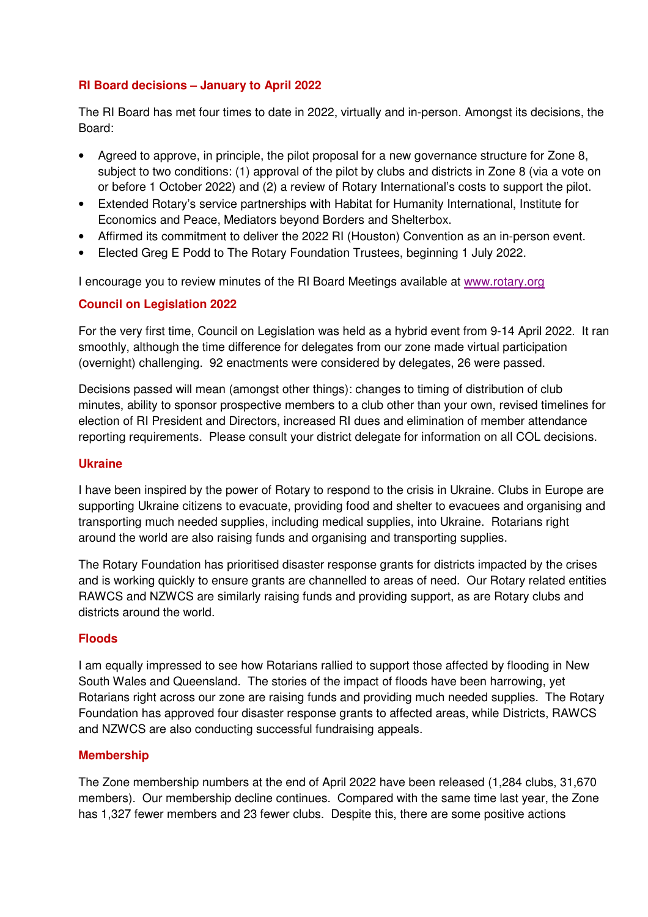## RI Board decisions – January to April 2022

The RI Board has met four times to date in 2022, virtually and in-person. Amongst its decisions, the Board:

- Agreed to approve, in principle, the pilot proposal for a new governance structure for Zone 8, subject to two conditions: (1) approval of the pilot by clubs and districts in Zone 8 (via a vote on or before 1 October 2022) and (2) a review of Rotary International's costs to support the pilot.
- Extended Rotary's service partnerships with Habitat for Humanity International, Institute for Economics and Peace, Mediators beyond Borders and Shelterbox.
- Affirmed its commitment to deliver the 2022 RI (Houston) Convention as an in-person event.
- Elected Greg E Podd to The Rotary Foundation Trustees, beginning 1 July 2022.

I encourage you to review minutes of the RI Board Meetings available at [www.rotary.org](http://www.rotary.org)

## Council on Legislation 2022

For the very first time, Council on Legislation was held as a hybrid event from 9-14 April 2022. It ran smoothly, although the time difference for delegates from our zone made virtual participation (overnight) challenging. 92 enactments were considered by delegates, 26 were passed.

Decisions passed will mean (amongst other things): changes to timing of distribution of club minutes, ability to sponsor prospective members to a club other than your own, revised timelines for election of RI President and Directors, increased RI dues and elimination of member attendance reporting requirements. Please consult your district delegate for information on all COL decisions.

## Ukraine

I have been inspired by the power of Rotary to respond to the crisis in Ukraine. Clubs in Europe are supporting Ukraine citizens to evacuate, providing food and shelter to evacuees and organising and transporting much needed supplies, including medical supplies, into Ukraine. Rotarians right around the world are also raising funds and organising and transporting supplies.

The Rotary Foundation has prioritised disaster response grants for districts impacted by the crises and is working quickly to ensure grants are channelled to areas of need. Our Rotary related entities RAWCS and NZWCS are similarly raising funds and providing support, as are Rotary clubs and districts around the world.

## Floods

I am equally impressed to see how Rotarians rallied to support those affected by flooding in New South Wales and Queensland. The stories of the impact of floods have been harrowing, yet Rotarians right across our zone are raising funds and providing much needed supplies. The Rotary Foundation has approved four disaster response grants to affected areas, while Districts, RAWCS and NZWCS are also conducting successful fundraising appeals.

## Membership

The Zone membership numbers at the end of April 2022 have been released (1,284 clubs, 31,670 members). Our membership decline continues. Compared with the same time last year, the Zone has 1,327 fewer members and 23 fewer clubs. Despite this, there are some positive actions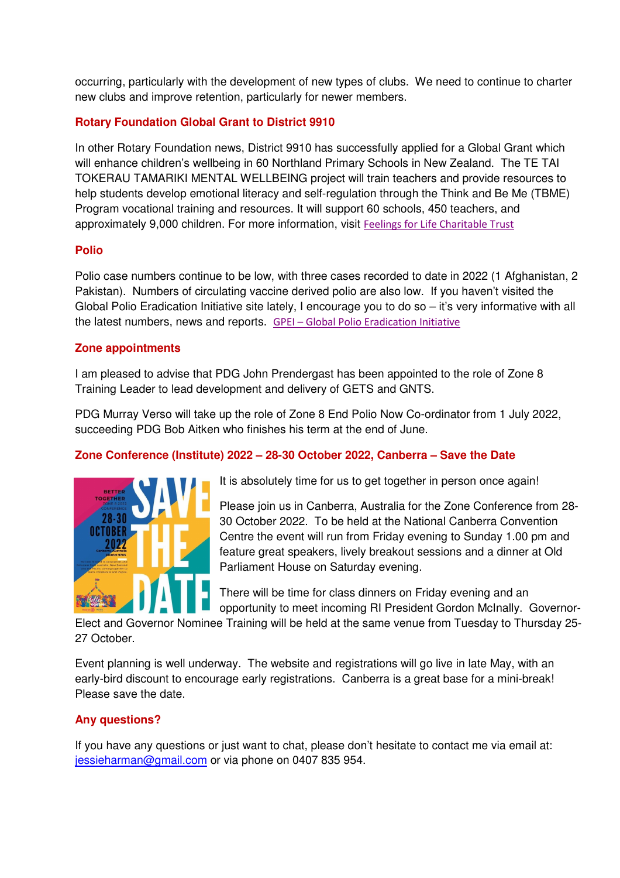occurring, particularly with the development of new types of clubs. We need to continue to charter new clubs and improve retention, particularly for newer members.

### Rotary Foundation Global Grant to District 9910

In other Rotary Foundation news, District 9910 has successfully applied for a Global Grant which will enhance children's wellbeing in 60 Northland Primary Schools in New Zealand. The TE TAI TOKERAU TAMARIKI MENTAL WELLBEING project will train teachers and provide resources to help students develop emotional literacy and self-regulation through the Think and Be Me (TBME) Program vocational training and resources. It will support 60 schools, 450 teachers, and approximately 9,000 children. For more information, visit Feelings for Life Charitable Trust

### Polio

Polio case numbers continue to be low, with three cases recorded to date in 2022 (1 Afghanistan, 2 Pakistan). Numbers of circulating vaccine derived polio are also low. If you haven't visited the Global Polio Eradication Initiative site lately, I encourage you to do so – it's very informative with all the latest numbers, news and reports. GPEI – Global Polio Eradication Initiative

### Zone appointments

I am pleased to advise that PDG John Prendergast has been appointed to the role of Zone 8 Training Leader to lead development and delivery of GETS and GNTS.

PDG Murray Verso will take up the role of Zone 8 End Polio Now Co-ordinator from 1 July 2022, succeeding PDG Bob Aitken who finishes his term at the end of June.

### Zone Conference (Institute) 2022 – 28-30 October 2022, Canberra – Save the Date

It is absolutely time for us to get together in person once again!

Please join us in Canberra, Australia for the Zone Conference from 28-30 October 2022. To be held at the National Canberra Convention Centre the event will run from Friday evening to Sunday 1.00 pm and feature great speakers, lively breakout sessions and a dinner at Old Parliament House on Saturday evening.

There will be time for class dinners on Friday evening and an opportunity to meet incoming RI President Gordon McInally. Governor-Elect and Governor Nominee Training will be held at the same venue from Tuesday to Thursday 25-27 October.

Event planning is well underway. The website and registrations will go live in late May, with an early-bird discount to encourage early registrations. Canberra is a great base for a mini-break! Please save the date.

### Any questions?

If you have any questions or just want to chat, please don't hesitate to contact me via email at: jessieharman@gmail.com or via phone on 0407 835 954.